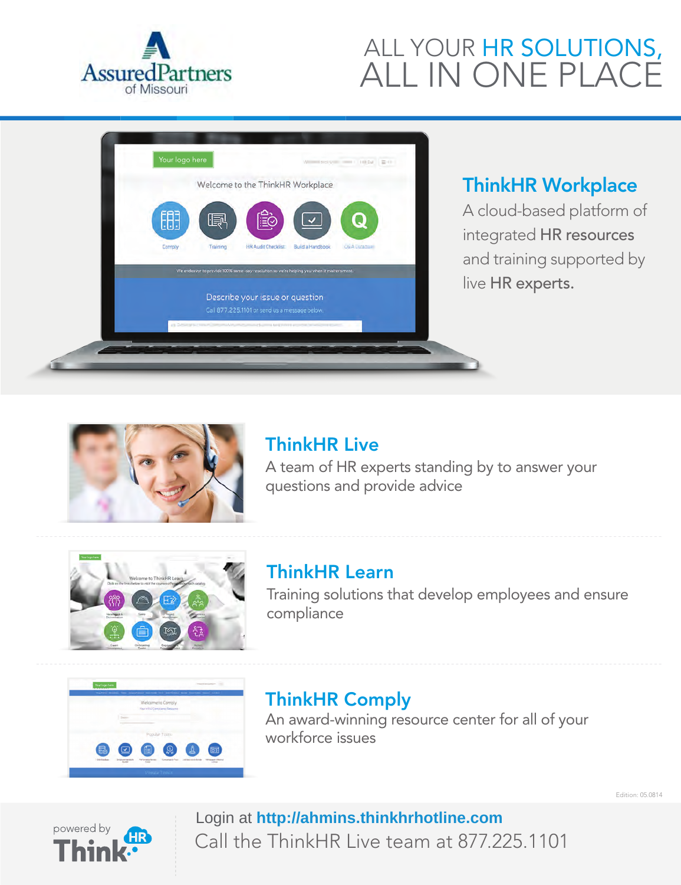AssuredPartners of Missouri

# ALL YOUR HR SOLUTIONS, ALL IN ONE PLACE

## ThinkHR Workplace

A cloud-based platform of integrated HR resources and training supported by live HR experts.

## ThinkHR Live

A team of HR experts standing by to answer your questions and provide advice

## ThinkHR Learn

Training solutions that develop employees and ensure compliance

## ThinkHR Comply

An award-winning resource center for all of your workforce issues

Edition: 05.0814

powered by ThinkHR

Login at **http://ahmins.thinkhrhotline.com**

Call the ThinkHR Live team at 877.225.1101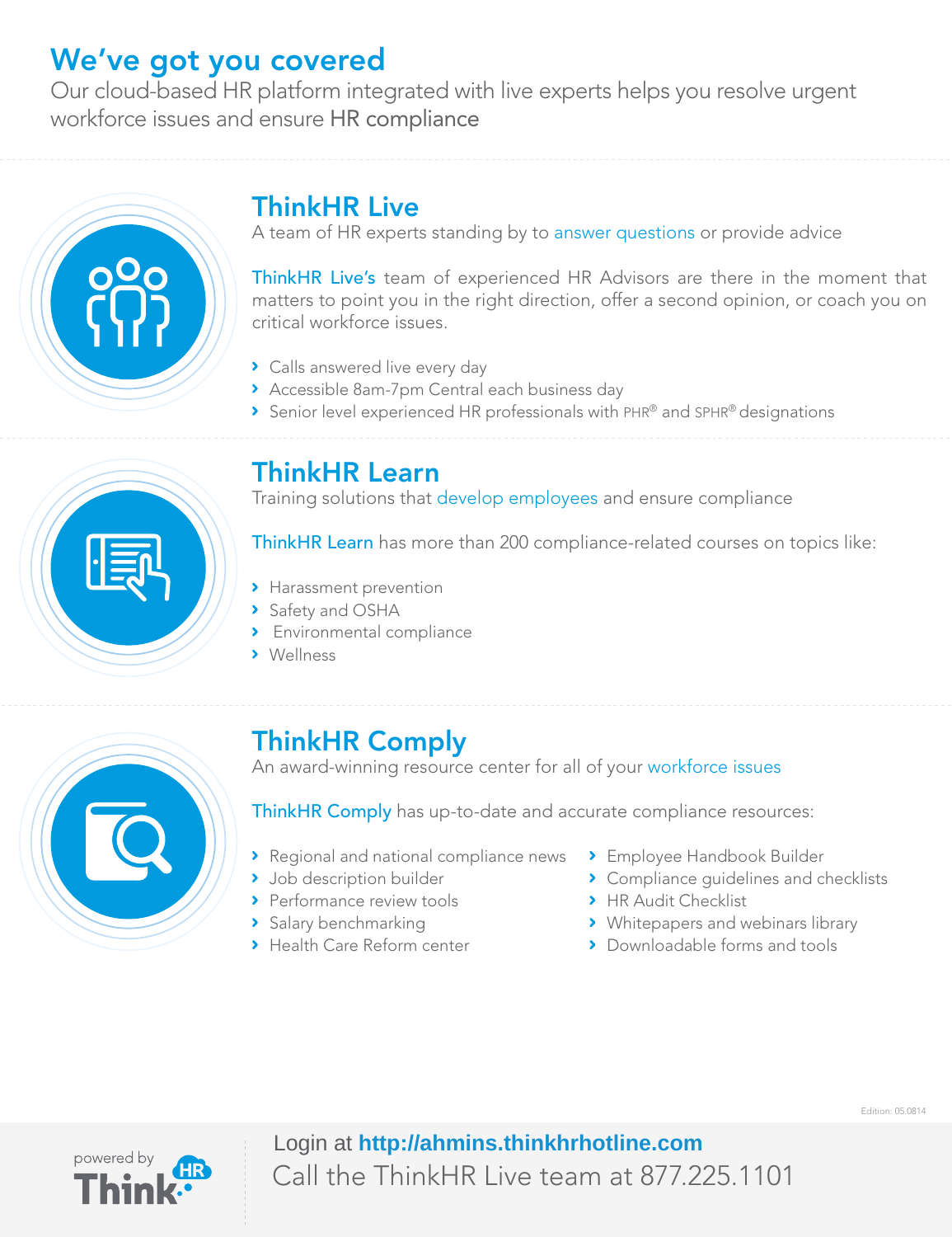# We've got you covered

Our cloud-based HR platform integrated with live experts helps you resolve urgent workforce issues and ensure HR compliance

## ThinkHR Live

A team of HR experts standing by to answer questions or provide advice

ThinkHR Live's team of experienced HR Advisors are there in the moment that matters to point you in the right direction, offer a second opinion, or coach you on critical workforce issues.

- Calls answered live every day
- Accessible 8am-7pm Central each business day
- Senior level experienced HR professionals with PHR® and SPHR® designations

## ThinkHR Learn

Training solutions that develop employees and ensure compliance

ThinkHR Learn has more than 200 compliance-related courses on topics like:

- Harassment prevention
- Safety and OSHA
- Environmental compliance
- Wellness

## ThinkHR Comply

An award-winning resource center for all of your workforce issues

ThinkHR Comply has up-to-date and accurate compliance resources:

- Regional and national compliance news
- Job description builder
- Performance review tools
- Salary benchmarking
- Health Care Reform center
- Employee Handbook Builder
- Compliance guidelines and checklists
- HR Audit Checklist
- Whitepapers and webinars library
- Downloadable forms and tools

Edition: 05.0814

powered by ThinkHR

Login at **http://ahmins.thinkhrhotline.com**

Call the ThinkHR Live team at 877.225.1101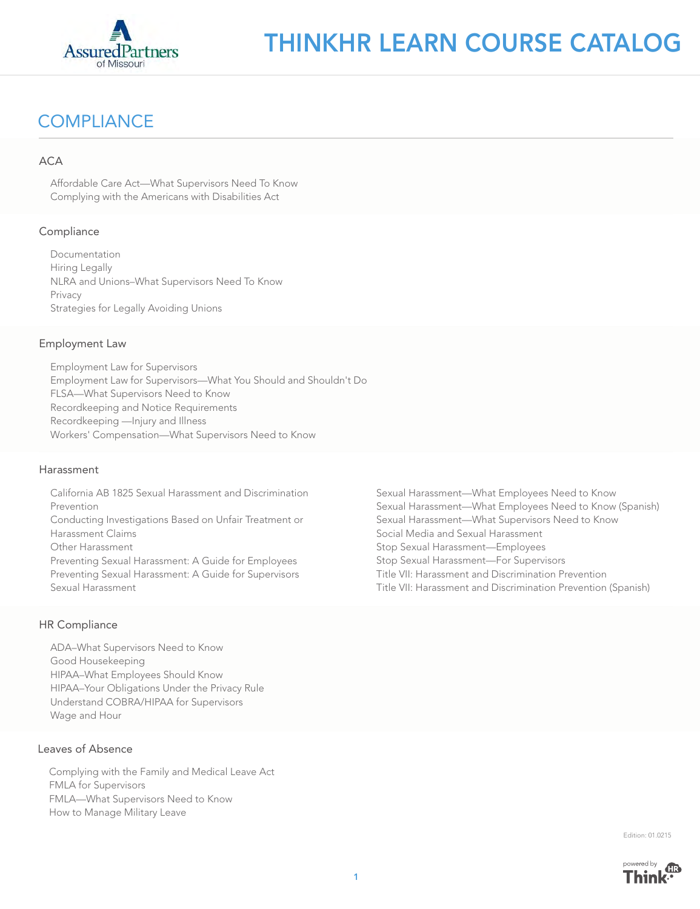# THINKHR LEARN COURSE CATALOG

## COMPLIANCE

### ACA

- Affordable Care Act—What Supervisors Need To Know
- Complying with the Americans with Disabilities Act

### Compliance

- Documentation
- Hiring Legally
- NLRA and Unions–What Supervisors Need To Know
- Privacy
- Strategies for Legally Avoiding Unions

### Employment Law

- Employment Law for Supervisors
- Employment Law for Supervisors—What You Should and Shouldn't Do
- FLSA—What Supervisors Need to Know
- Recordkeeping and Notice Requirements
- Recordkeeping —Injury and Illness
- Workers' Compensation—What Supervisors Need to Know

### Harassment

- California AB 1825 Sexual Harassment and Discrimination Prevention
- Conducting Investigations Based on Unfair Treatment or Harassment Claims
- Other Harassment
- Preventing Sexual Harassment: A Guide for Employees
- Preventing Sexual Harassment: A Guide for Supervisors
- Sexual Harassment
- Sexual Harassment—What Employees Need to Know
- Sexual Harassment—What Employees Need to Know (Spanish)
- Sexual Harassment—What Supervisors Need to Know
- Social Media and Sexual Harassment
- Stop Sexual Harassment—Employees
- Stop Sexual Harassment—For Supervisors
- Title VII: Harassment and Discrimination Prevention
- Title VII: Harassment and Discrimination Prevention (Spanish)

### HR Compliance

- ADA–What Supervisors Need to Know
- Good Housekeeping
- HIPAA–What Employees Should Know
- HIPAA–Your Obligations Under the Privacy Rule
- Understand COBRA/HIPAA for Supervisors
- Wage and Hour

### Leaves of Absence

- Complying with the Family and Medical Leave Act
- FMLA for Supervisors
- FMLA—What Supervisors Need to Know
- How to Manage Military Leave

Edition: 01.0215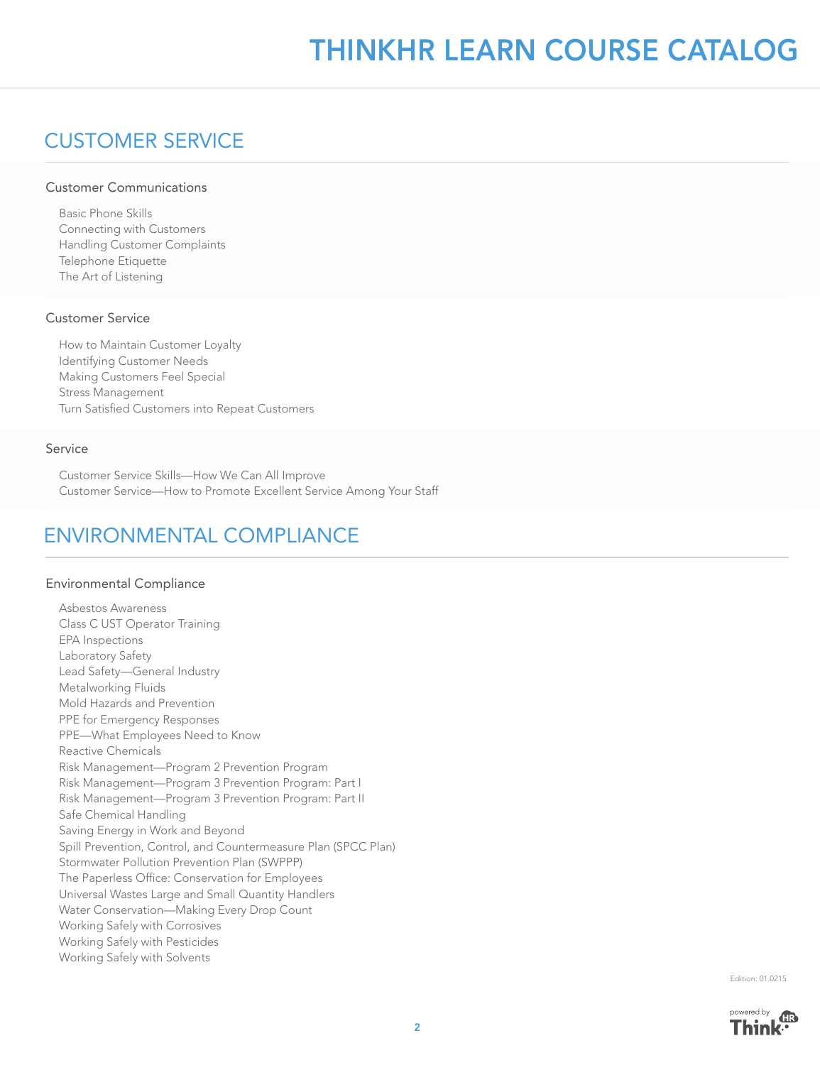## CUSTOMER SERVICE

### Customer Communications

- Basic Phone Skills
- Connecting with Customers
- Handling Customer Complaints
- Telephone Etiquette
- The Art of Listening

### Customer Service

- How to Maintain Customer Loyalty
- Identifying Customer Needs
- Making Customers Feel Special
- Stress Management
- Turn Satisfied Customers into Repeat Customers

### Service

- Customer Service Skills—How We Can All Improve
- Customer Service—How to Promote Excellent Service Among Your Staff

## ENVIRONMENTAL COMPLIANCE

### Environmental Compliance

- Asbestos Awareness
- Class C UST Operator Training
- EPA Inspections
- Laboratory Safety
- Lead Safety—General Industry
- Metalworking Fluids
- Mold Hazards and Prevention
- PPE for Emergency Responses
- PPE—What Employees Need to Know
- Reactive Chemicals
- Risk Management—Program 2 Prevention Program
- Risk Management—Program 3 Prevention Program: Part I
- Risk Management—Program 3 Prevention Program: Part II
- Safe Chemical Handling
- Saving Energy in Work and Beyond
- Spill Prevention, Control, and Countermeasure Plan (SPCC Plan)
- Stormwater Pollution Prevention Plan (SWPPP)
- The Paperless Office: Conservation for Employees
- Universal Wastes Large and Small Quantity Handlers
- Water Conservation—Making Every Drop Count
- Working Safely with Corrosives
- Working Safely with Pesticides
- Working Safely with Solvents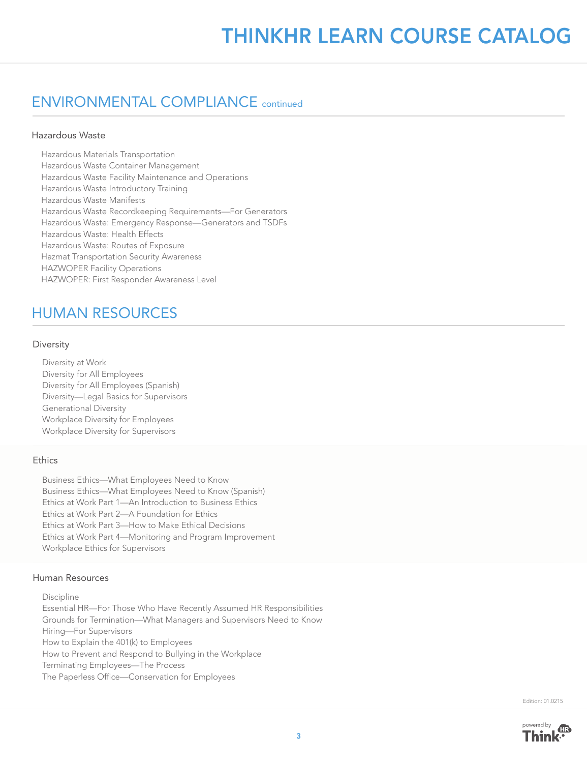## ENVIRONMENTAL COMPLIANCE continued

### Hazardous Waste

- Hazardous Materials Transportation
- Hazardous Waste Container Management
- Hazardous Waste Facility Maintenance and Operations
- Hazardous Waste Introductory Training
- Hazardous Waste Manifests
- Hazardous Waste Recordkeeping Requirements—For Generators
- Hazardous Waste: Emergency Response—Generators and TSDFs
- Hazardous Waste: Health Effects
- Hazardous Waste: Routes of Exposure
- Hazmat Transportation Security Awareness
- HAZWOPER Facility Operations
- HAZWOPER: First Responder Awareness Level

## HUMAN RESOURCES

### Diversity

- Diversity at Work
- Diversity for All Employees
- Diversity for All Employees (Spanish)
- Diversity—Legal Basics for Supervisors
- Generational Diversity
- Workplace Diversity for Employees
- Workplace Diversity for Supervisors

### Ethics

- Business Ethics—What Employees Need to Know
- Business Ethics—What Employees Need to Know (Spanish)
- Ethics at Work Part 1—An Introduction to Business Ethics
- Ethics at Work Part 2—A Foundation for Ethics
- Ethics at Work Part 3—How to Make Ethical Decisions
- Ethics at Work Part 4—Monitoring and Program Improvement
- Workplace Ethics for Supervisors

### Human Resources

- Discipline
- Essential HR—For Those Who Have Recently Assumed HR Responsibilities
- Grounds for Termination—What Managers and Supervisors Need to Know
- Hiring—For Supervisors
- How to Explain the 401(k) to Employees
- How to Prevent and Respond to Bullying in the Workplace
- Terminating Employees—The Process
- The Paperless Office—Conservation for Employees

Edition: 01.0215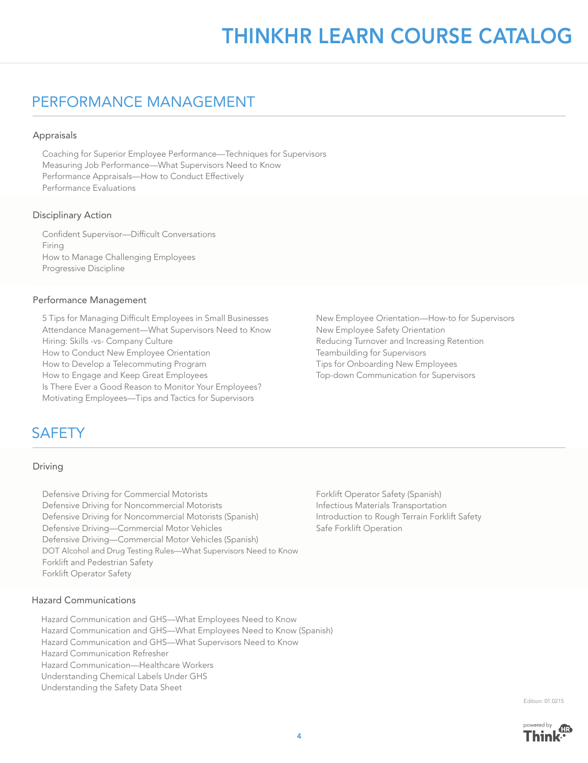# THINKHR LEARN COURSE CATALOG

## PERFORMANCE MANAGEMENT

### Appraisals

- Coaching for Superior Employee Performance—Techniques for Supervisors
- Measuring Job Performance—What Supervisors Need to Know
- Performance Appraisals—How to Conduct Effectively
- Performance Evaluations

### Disciplinary Action

- Confident Supervisor—Difficult Conversations
- Firing
- How to Manage Challenging Employees
- Progressive Discipline

### Performance Management

- 5 Tips for Managing Difficult Employees in Small Businesses
- Attendance Management—What Supervisors Need to Know
- Hiring: Skills -vs- Company Culture
- How to Conduct New Employee Orientation
- How to Develop a Telecommuting Program
- How to Engage and Keep Great Employees
- Is There Ever a Good Reason to Monitor Your Employees?
- Motivating Employees—Tips and Tactics for Supervisors
- New Employee Orientation—How-to for Supervisors
- New Employee Safety Orientation
- Reducing Turnover and Increasing Retention
- Teambuilding for Supervisors
- Tips for Onboarding New Employees
- Top-down Communication for Supervisors

## SAFETY

### Driving

- Defensive Driving for Commercial Motorists
- Defensive Driving for Noncommercial Motorists
- Defensive Driving for Noncommercial Motorists (Spanish)
- Defensive Driving—Commercial Motor Vehicles
- Defensive Driving—Commercial Motor Vehicles (Spanish)
- DOT Alcohol and Drug Testing Rules—What Supervisors Need to Know
- Forklift and Pedestrian Safety
- Forklift Operator Safety
- Forklift Operator Safety (Spanish)
- Infectious Materials Transportation
- Introduction to Rough Terrain Forklift Safety
- Safe Forklift Operation

### Hazard Communications

- Hazard Communication and GHS—What Employees Need to Know
- Hazard Communication and GHS—What Employees Need to Know (Spanish)
- Hazard Communication and GHS—What Supervisors Need to Know
- Hazard Communication Refresher
- Hazard Communication—Healthcare Workers
- Understanding Chemical Labels Under GHS
- Understanding the Safety Data Sheet

Edition: 01.0215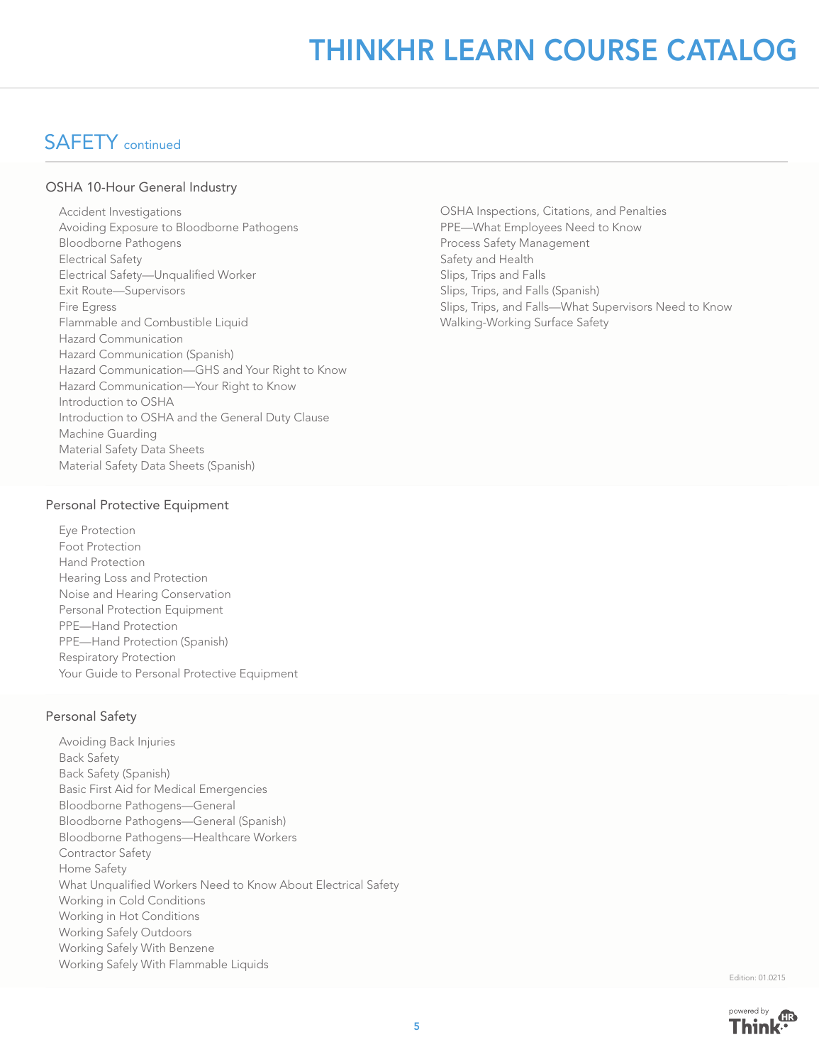## SAFETY continued

### OSHA 10-Hour General Industry

- Accident Investigations
- Avoiding Exposure to Bloodborne Pathogens
- Bloodborne Pathogens
- Electrical Safety
- Electrical Safety—Unqualified Worker
- Exit Route—Supervisors
- Fire Egress
- Flammable and Combustible Liquid
- Hazard Communication
- Hazard Communication (Spanish)
- Hazard Communication—GHS and Your Right to Know
- Hazard Communication—Your Right to Know
- Introduction to OSHA
- Introduction to OSHA and the General Duty Clause
- Machine Guarding
- Material Safety Data Sheets
- Material Safety Data Sheets (Spanish)
- OSHA Inspections, Citations, and Penalties
- PPE—What Employees Need to Know
- Process Safety Management
- Safety and Health
- Slips, Trips and Falls
- Slips, Trips, and Falls (Spanish)
- Slips, Trips, and Falls—What Supervisors Need to Know
- Walking-Working Surface Safety

### Personal Protective Equipment

- Eye Protection
- Foot Protection
- Hand Protection
- Hearing Loss and Protection
- Noise and Hearing Conservation
- Personal Protection Equipment
- PPE—Hand Protection
- PPE—Hand Protection (Spanish)
- Respiratory Protection
- Your Guide to Personal Protective Equipment

### Personal Safety

- Avoiding Back Injuries
- Back Safety
- Back Safety (Spanish)
- Basic First Aid for Medical Emergencies
- Bloodborne Pathogens—General
- Bloodborne Pathogens—General (Spanish)
- Bloodborne Pathogens—Healthcare Workers
- Contractor Safety
- Home Safety
- What Unqualified Workers Need to Know About Electrical Safety
- Working in Cold Conditions
- Working in Hot Conditions
- Working Safely Outdoors
- Working Safely With Benzene
- Working Safely With Flammable Liquids

Edition: 01.0215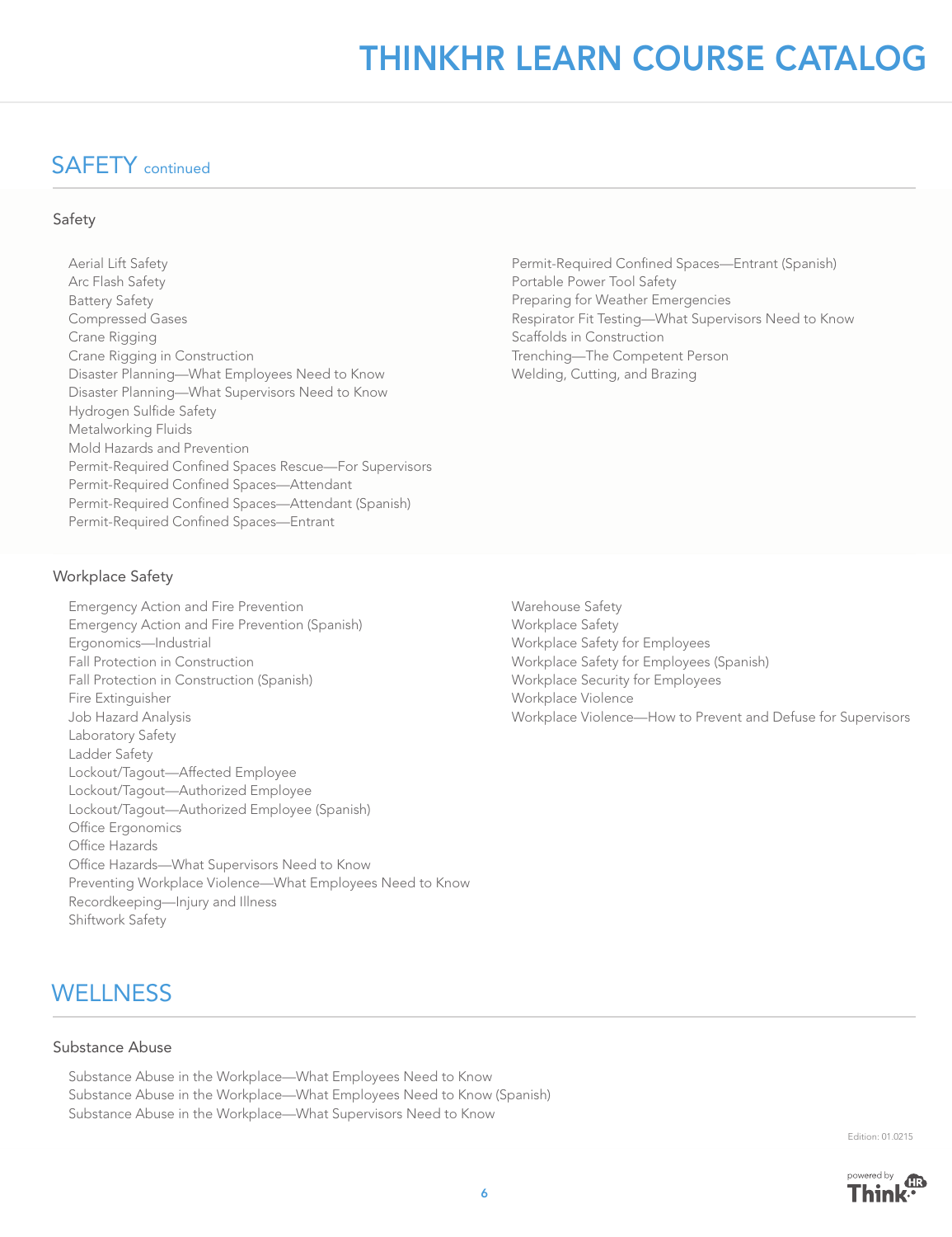## SAFETY continued

### Safety

- Aerial Lift Safety
- Arc Flash Safety
- Battery Safety
- Compressed Gases
- Crane Rigging
- Crane Rigging in Construction
- Disaster Planning—What Employees Need to Know
- Disaster Planning—What Supervisors Need to Know
- Hydrogen Sulfide Safety
- Metalworking Fluids
- Mold Hazards and Prevention
- Permit-Required Confined Spaces Rescue—For Supervisors
- Permit-Required Confined Spaces—Attendant
- Permit-Required Confined Spaces—Attendant (Spanish)
- Permit-Required Confined Spaces—Entrant
- Permit-Required Confined Spaces—Entrant (Spanish)
- Portable Power Tool Safety
- Preparing for Weather Emergencies
- Respirator Fit Testing—What Supervisors Need to Know
- Scaffolds in Construction
- Trenching—The Competent Person
- Welding, Cutting, and Brazing

### Workplace Safety

- Emergency Action and Fire Prevention
- Emergency Action and Fire Prevention (Spanish)
- Ergonomics—Industrial
- Fall Protection in Construction
- Fall Protection in Construction (Spanish)
- Fire Extinguisher
- Job Hazard Analysis
- Laboratory Safety
- Ladder Safety
- Lockout/Tagout—Affected Employee
- Lockout/Tagout—Authorized Employee
- Lockout/Tagout—Authorized Employee (Spanish)
- Office Ergonomics
- Office Hazards
- Office Hazards—What Supervisors Need to Know
- Preventing Workplace Violence—What Employees Need to Know
- Recordkeeping—Injury and Illness
- Shiftwork Safety
- Warehouse Safety
- Workplace Safety
- Workplace Safety for Employees
- Workplace Safety for Employees (Spanish)
- Workplace Security for Employees
- Workplace Violence
- Workplace Violence—How to Prevent and Defuse for Supervisors

## WELLNESS

### Substance Abuse

- Substance Abuse in the Workplace—What Employees Need to Know
- Substance Abuse in the Workplace—What Employees Need to Know (Spanish)
- Substance Abuse in the Workplace—What Supervisors Need to Know

Edition: 01.0215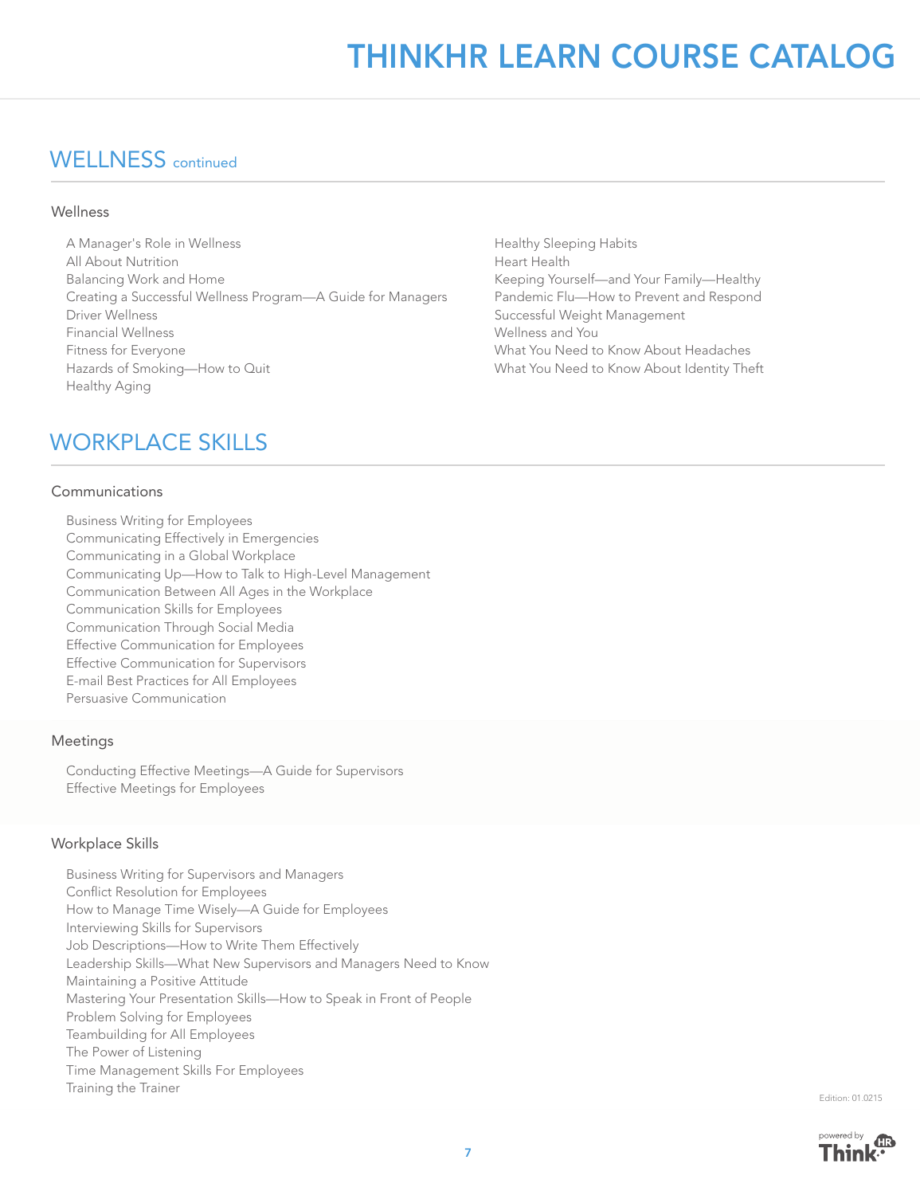## WELLNESS continued

### Wellness

- A Manager's Role in Wellness
- All About Nutrition
- Balancing Work and Home
- Creating a Successful Wellness Program—A Guide for Managers
- Driver Wellness
- Financial Wellness
- Fitness for Everyone
- Hazards of Smoking—How to Quit
- Healthy Aging
- Healthy Sleeping Habits
- Heart Health
- Keeping Yourself—and Your Family—Healthy
- Pandemic Flu—How to Prevent and Respond
- Successful Weight Management
- Wellness and You
- What You Need to Know About Headaches
- What You Need to Know About Identity Theft

## WORKPLACE SKILLS

### Communications

- Business Writing for Employees
- Communicating Effectively in Emergencies
- Communicating in a Global Workplace
- Communicating Up—How to Talk to High-Level Management
- Communication Between All Ages in the Workplace
- Communication Skills for Employees
- Communication Through Social Media
- Effective Communication for Employees
- Effective Communication for Supervisors
- E-mail Best Practices for All Employees
- Persuasive Communication

### Meetings

- Conducting Effective Meetings—A Guide for Supervisors
- Effective Meetings for Employees

### Workplace Skills

- Business Writing for Supervisors and Managers
- Conflict Resolution for Employees
- How to Manage Time Wisely—A Guide for Employees
- Interviewing Skills for Supervisors
- Job Descriptions—How to Write Them Effectively
- Leadership Skills—What New Supervisors and Managers Need to Know
- Maintaining a Positive Attitude
- Mastering Your Presentation Skills—How to Speak in Front of People
- Problem Solving for Employees
- Teambuilding for All Employees
- The Power of Listening
- Time Management Skills For Employees
- Training the Trainer

Edition: 01.0215